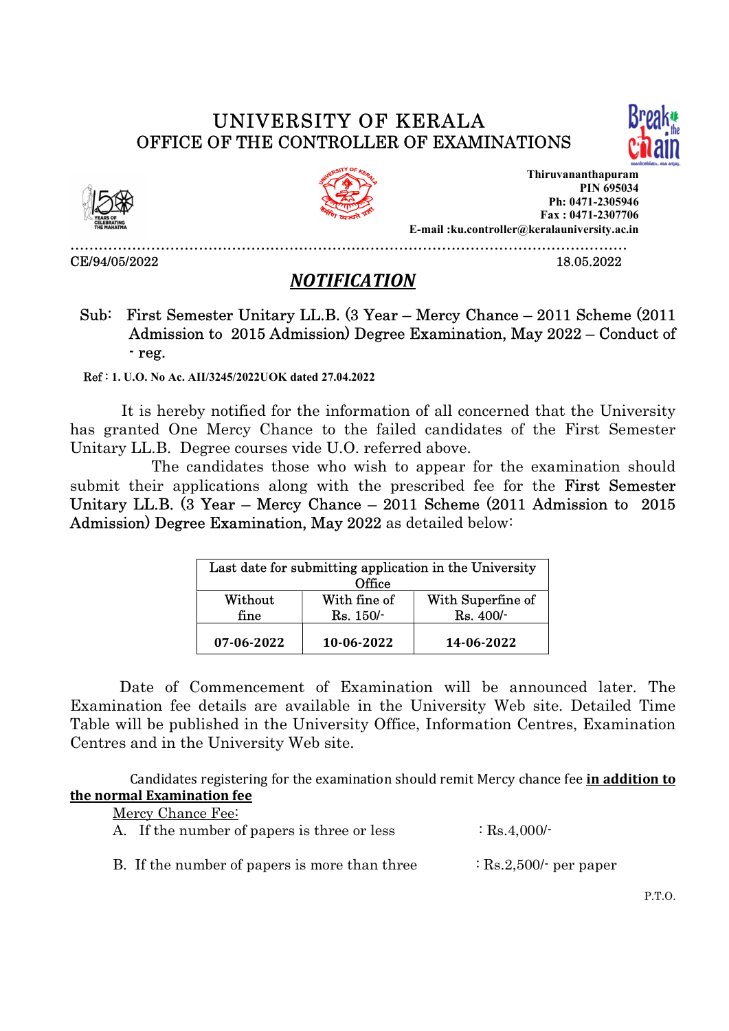# UNIVERSITY OF KERALA
## OFFICE OF THE CONTROLLER OF EXAMINATIONS

**Thiruvananthapuram**
**PIN 695034**
**Ph: 0471-2305946**
**Fax : 0471-2307706**
**E-mail :ku.controller@keralauniversity.ac.in**

CE/94/05/2022 18.05.2022

## ***NOTIFICATION***

Sub: First Semester Unitary LL.B. (3 Year – Mercy Chance – 2011 Scheme (2011 Admission to 2015 Admission) Degree Examination, May 2022 – Conduct of - reg.

Ref : **1. U.O. No Ac. AII/3245/2022UOK dated 27.04.2022**

It is hereby notified for the information of all concerned that the University has granted One Mercy Chance to the failed candidates of the First Semester Unitary LL.B. Degree courses vide U.O. referred above.

The candidates those who wish to appear for the examination should submit their applications along with the prescribed fee for the **First Semester Unitary LL.B. (3 Year – Mercy Chance – 2011 Scheme (2011 Admission to 2015 Admission) Degree Examination, May 2022** as detailed below:

| Last date for submitting application in the University Office | | |
|---|---|---|
| Without fine | With fine of Rs. 150/- | With Superfine of Rs. 400/- |
| **07-06-2022** | **10-06-2022** | **14-06-2022** |

Date of Commencement of Examination will be announced later. The Examination fee details are available in the University Web site. Detailed Time Table will be published in the University Office, Information Centres, Examination Centres and in the University Web site.

Candidates registering for the examination should remit Mercy chance fee **in addition to the normal Examination fee**

Mercy Chance Fee:

A. If the number of papers is three or less : Rs.4,000/-

B. If the number of papers is more than three : Rs.2,500/- per paper

P.T.O.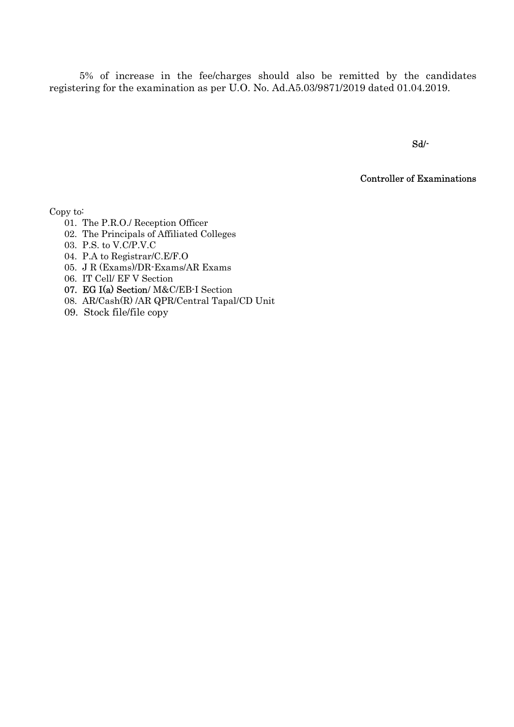5% of increase in the fee/charges should also be remitted by the candidates registering for the examination as per U.O. No. Ad.A5.03/9871/2019 dated 01.04.2019.

**Sd/-**

**Controller of Examinations**

Copy to:

01. The P.R.O./ Reception Officer
02. The Principals of Affiliated Colleges
03. P.S. to V.C/P.V.C
04. P.A to Registrar/C.E/F.O
05. J R (Exams)/DR-Exams/AR Exams
06. IT Cell/ EF V Section
07. **EG I(a) Section**/ M&C/EB-I Section
08. AR/Cash(R) /AR QPR/Central Tapal/CD Unit
09. Stock file/file copy